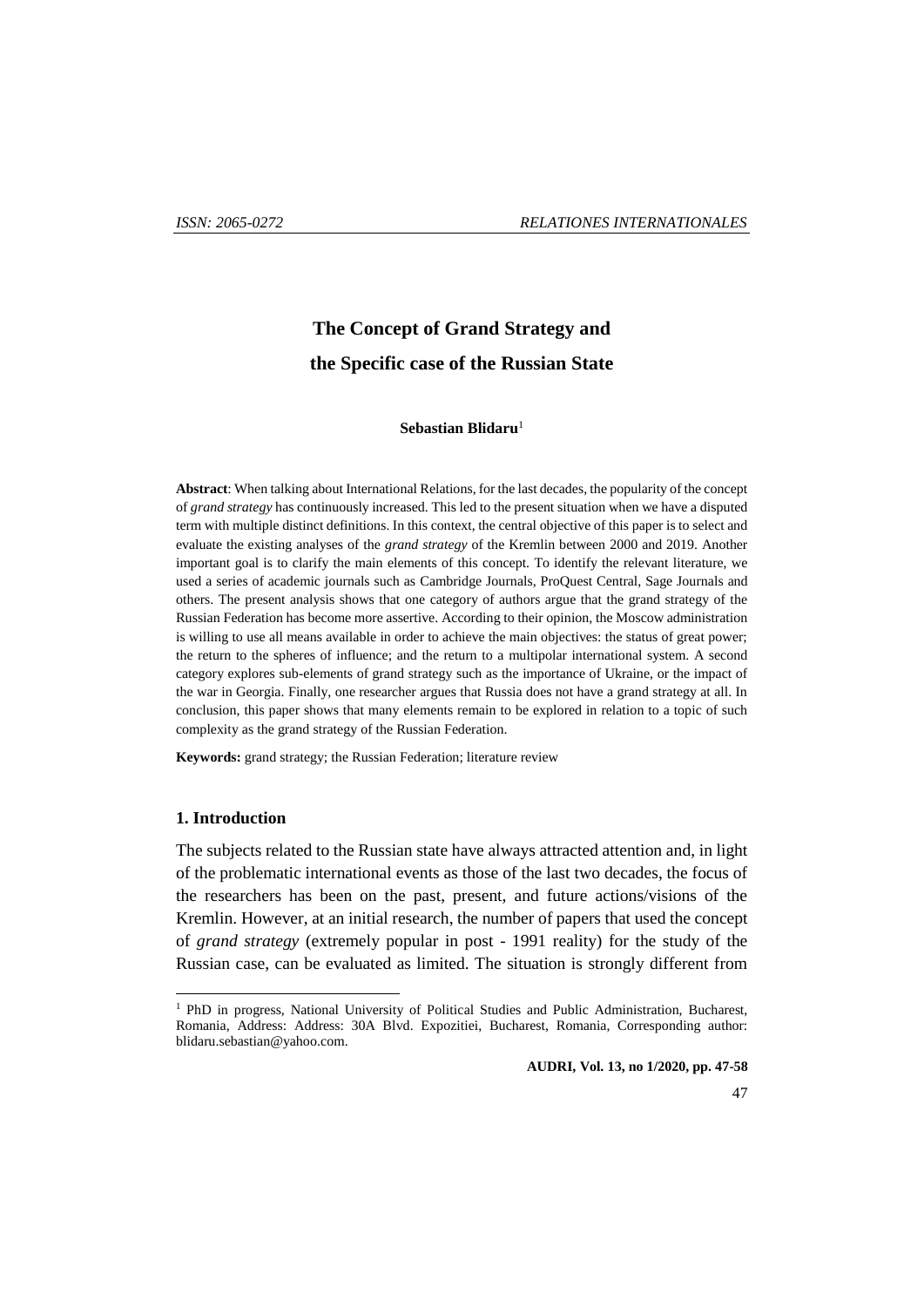# The Concept of Grand Strategy and the Specific case of the Russian State

**Sebastian Blidaru**[1]

**Abstract**: When talking about International Relations, for the last decades, the popularity of the concept of *grand strategy* has continuously increased. This led to the present situation when we have a disputed term with multiple distinct definitions. In this context, the central objective of this paper is to select and evaluate the existing analyses of the *grand strategy* of the Kremlin between 2000 and 2019. Another important goal is to clarify the main elements of this concept. To identify the relevant literature, we used a series of academic journals such as Cambridge Journals, ProQuest Central, Sage Journals and others. The present analysis shows that one category of authors argue that the grand strategy of the Russian Federation has become more assertive. According to their opinion, the Moscow administration is willing to use all means available in order to achieve the main objectives: the status of great power; the return to the spheres of influence; and the return to a multipolar international system. A second category explores sub-elements of grand strategy such as the importance of Ukraine, or the impact of the war in Georgia. Finally, one researcher argues that Russia does not have a grand strategy at all. In conclusion, this paper shows that many elements remain to be explored in relation to a topic of such complexity as the grand strategy of the Russian Federation.

**Keywords:** grand strategy; the Russian Federation; literature review

## 1. Introduction

The subjects related to the Russian state have always attracted attention and, in light of the problematic international events as those of the last two decades, the focus of the researchers has been on the past, present, and future actions/visions of the Kremlin. However, at an initial research, the number of papers that used the concept of *grand strategy* (extremely popular in post - 1991 reality) for the study of the Russian case, can be evaluated as limited. The situation is strongly different from

[1] PhD in progress, National University of Political Studies and Public Administration, Bucharest, Romania, Address: Address: 30A Blvd. Expozitiei, Bucharest, Romania, Corresponding author: blidaru.sebastian@yahoo.com.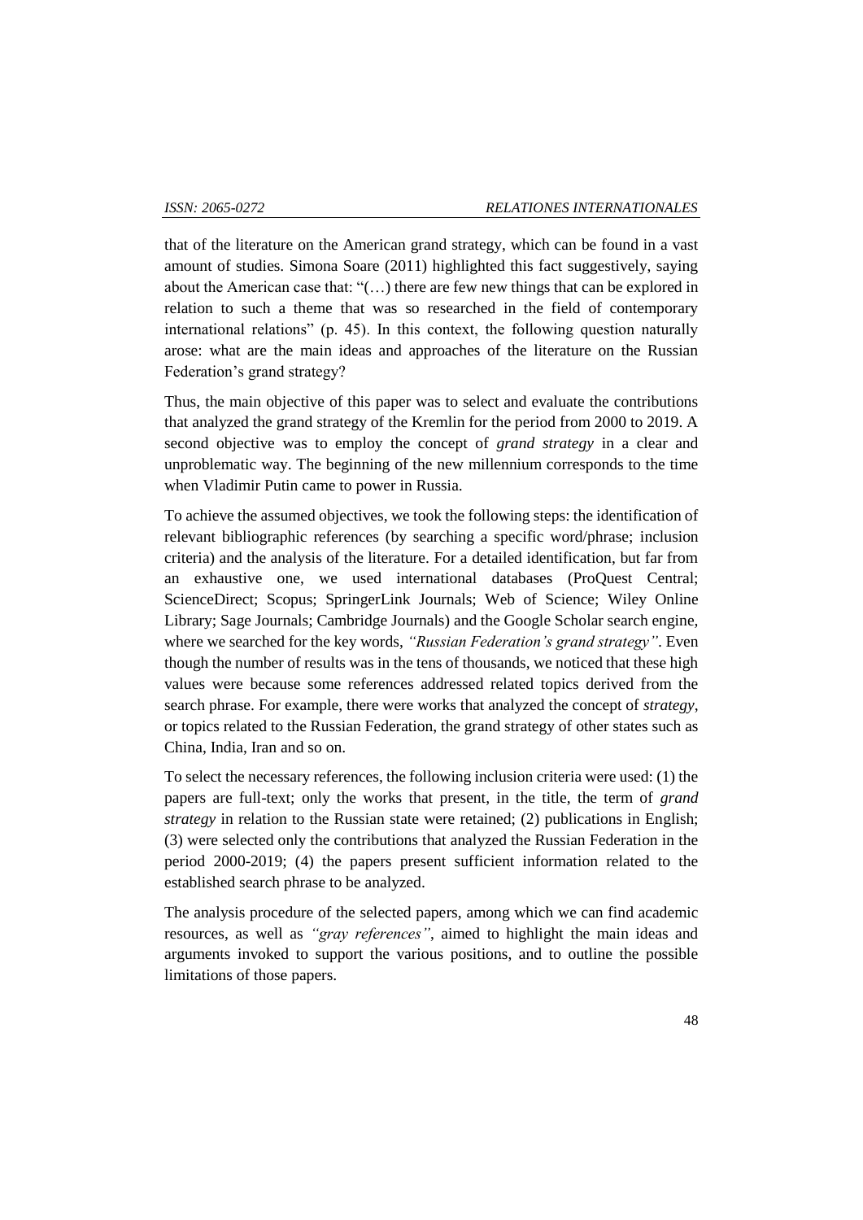that of the literature on the American grand strategy, which can be found in a vast amount of studies. Simona Soare (2011) highlighted this fact suggestively, saying about the American case that: "(…) there are few new things that can be explored in relation to such a theme that was so researched in the field of contemporary international relations" (p. 45). In this context, the following question naturally arose: what are the main ideas and approaches of the literature on the Russian Federation's grand strategy?

Thus, the main objective of this paper was to select and evaluate the contributions that analyzed the grand strategy of the Kremlin for the period from 2000 to 2019. A second objective was to employ the concept of *grand strategy* in a clear and unproblematic way. The beginning of the new millennium corresponds to the time when Vladimir Putin came to power in Russia.

To achieve the assumed objectives, we took the following steps: the identification of relevant bibliographic references (by searching a specific word/phrase; inclusion criteria) and the analysis of the literature. For a detailed identification, but far from an exhaustive one, we used international databases (ProQuest Central; ScienceDirect; Scopus; SpringerLink Journals; Web of Science; Wiley Online Library; Sage Journals; Cambridge Journals) and the Google Scholar search engine, where we searched for the key words, *"Russian Federation's grand strategy"*. Even though the number of results was in the tens of thousands, we noticed that these high values were because some references addressed related topics derived from the search phrase. For example, there were works that analyzed the concept of *strategy*, or topics related to the Russian Federation, the grand strategy of other states such as China, India, Iran and so on.

To select the necessary references, the following inclusion criteria were used: (1) the papers are full-text; only the works that present, in the title, the term of *grand strategy* in relation to the Russian state were retained; (2) publications in English; (3) were selected only the contributions that analyzed the Russian Federation in the period 2000-2019; (4) the papers present sufficient information related to the established search phrase to be analyzed.

The analysis procedure of the selected papers, among which we can find academic resources, as well as *"gray references"*, aimed to highlight the main ideas and arguments invoked to support the various positions, and to outline the possible limitations of those papers.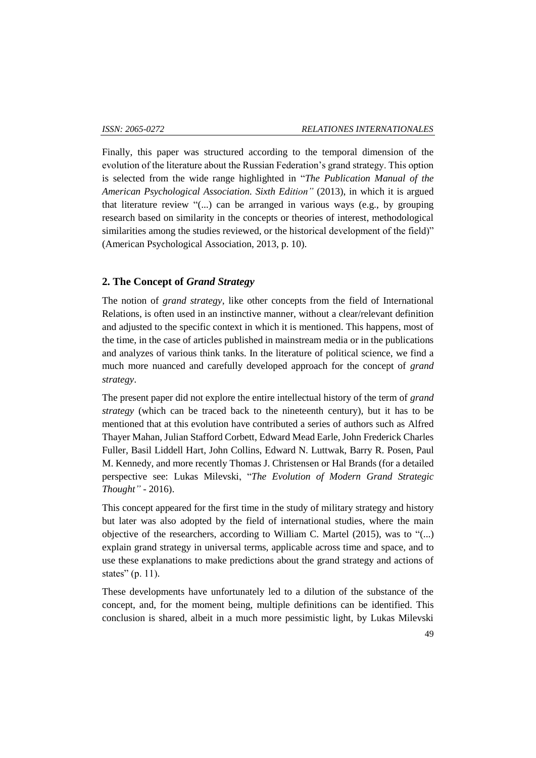Finally, this paper was structured according to the temporal dimension of the evolution of the literature about the Russian Federation's grand strategy. This option is selected from the wide range highlighted in "*The Publication Manual of the American Psychological Association. Sixth Edition"* (2013), in which it is argued that literature review "(...) can be arranged in various ways (e.g., by grouping research based on similarity in the concepts or theories of interest, methodological similarities among the studies reviewed, or the historical development of the field)" (American Psychological Association, 2013, p. 10).

## 2. The Concept of *Grand Strategy*

The notion of *grand strategy*, like other concepts from the field of International Relations, is often used in an instinctive manner, without a clear/relevant definition and adjusted to the specific context in which it is mentioned. This happens, most of the time, in the case of articles published in mainstream media or in the publications and analyzes of various think tanks. In the literature of political science, we find a much more nuanced and carefully developed approach for the concept of *grand strategy*.

The present paper did not explore the entire intellectual history of the term of *grand strategy* (which can be traced back to the nineteenth century), but it has to be mentioned that at this evolution have contributed a series of authors such as Alfred Thayer Mahan, Julian Stafford Corbett, Edward Mead Earle, John Frederick Charles Fuller, Basil Liddell Hart, John Collins, Edward N. Luttwak, Barry R. Posen, Paul M. Kennedy, and more recently Thomas J. Christensen or Hal Brands (for a detailed perspective see: Lukas Milevski, "*The Evolution of Modern Grand Strategic Thought"* - 2016).

This concept appeared for the first time in the study of military strategy and history but later was also adopted by the field of international studies, where the main objective of the researchers, according to William C. Martel (2015), was to "(...) explain grand strategy in universal terms, applicable across time and space, and to use these explanations to make predictions about the grand strategy and actions of states" (p. 11).

These developments have unfortunately led to a dilution of the substance of the concept, and, for the moment being, multiple definitions can be identified. This conclusion is shared, albeit in a much more pessimistic light, by Lukas Milevski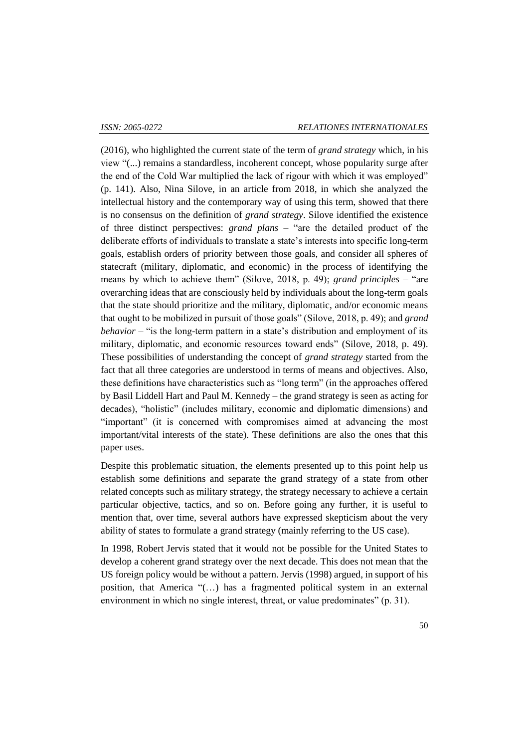(2016), who highlighted the current state of the term of *grand strategy* which, in his view "(...) remains a standardless, incoherent concept, whose popularity surge after the end of the Cold War multiplied the lack of rigour with which it was employed" (p. 141). Also, Nina Silove, in an article from 2018, in which she analyzed the intellectual history and the contemporary way of using this term, showed that there is no consensus on the definition of *grand strategy*. Silove identified the existence of three distinct perspectives: *grand plans* – "are the detailed product of the deliberate efforts of individuals to translate a state's interests into specific long-term goals, establish orders of priority between those goals, and consider all spheres of statecraft (military, diplomatic, and economic) in the process of identifying the means by which to achieve them" (Silove, 2018, p. 49); *grand principles* – "are overarching ideas that are consciously held by individuals about the long-term goals that the state should prioritize and the military, diplomatic, and/or economic means that ought to be mobilized in pursuit of those goals" (Silove, 2018, p. 49); and *grand behavior* – "is the long-term pattern in a state's distribution and employment of its military, diplomatic, and economic resources toward ends" (Silove, 2018, p. 49). These possibilities of understanding the concept of *grand strategy* started from the fact that all three categories are understood in terms of means and objectives. Also, these definitions have characteristics such as "long term" (in the approaches offered by Basil Liddell Hart and Paul M. Kennedy – the grand strategy is seen as acting for decades), "holistic" (includes military, economic and diplomatic dimensions) and "important" (it is concerned with compromises aimed at advancing the most important/vital interests of the state). These definitions are also the ones that this paper uses.

Despite this problematic situation, the elements presented up to this point help us establish some definitions and separate the grand strategy of a state from other related concepts such as military strategy, the strategy necessary to achieve a certain particular objective, tactics, and so on. Before going any further, it is useful to mention that, over time, several authors have expressed skepticism about the very ability of states to formulate a grand strategy (mainly referring to the US case).

In 1998, Robert Jervis stated that it would not be possible for the United States to develop a coherent grand strategy over the next decade. This does not mean that the US foreign policy would be without a pattern. Jervis (1998) argued, in support of his position, that America "(…) has a fragmented political system in an external environment in which no single interest, threat, or value predominates" (p. 31).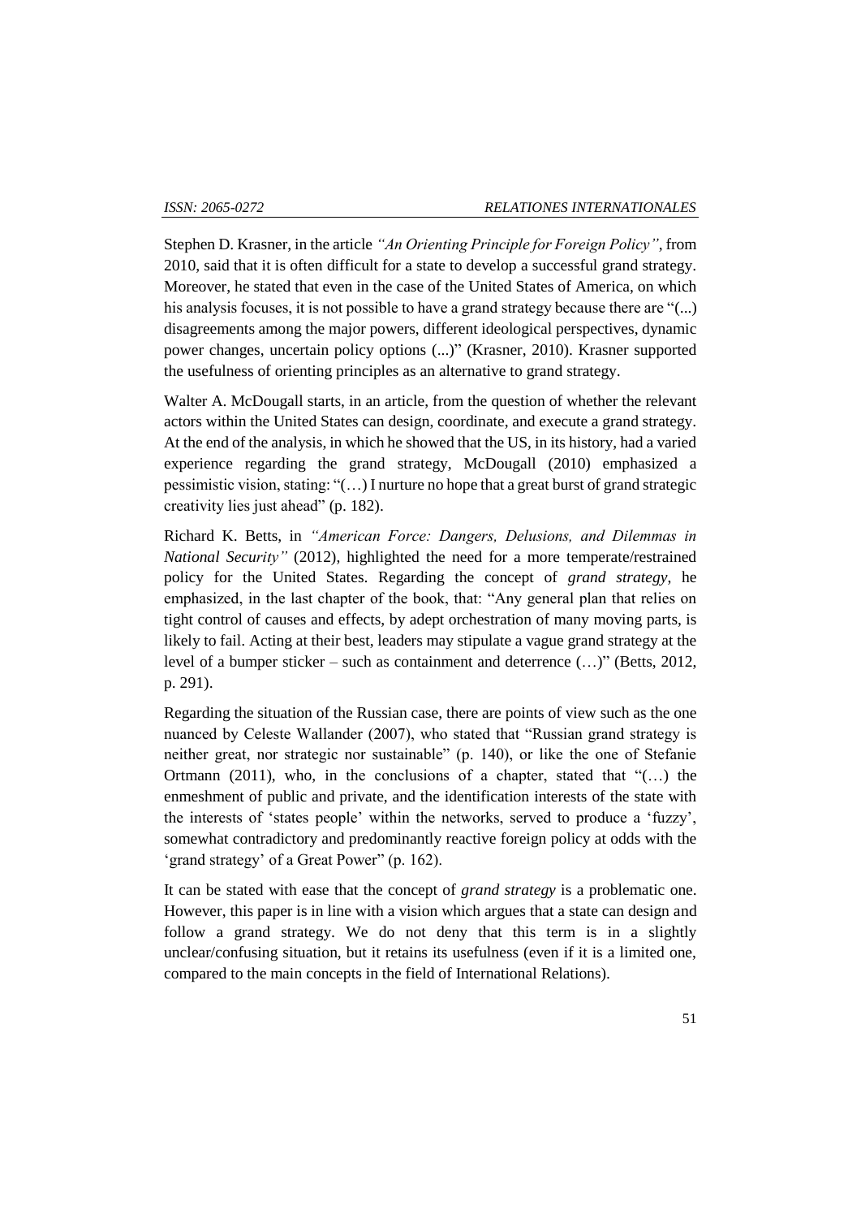Stephen D. Krasner, in the article *"An Orienting Principle for Foreign Policy"*, from 2010, said that it is often difficult for a state to develop a successful grand strategy. Moreover, he stated that even in the case of the United States of America, on which his analysis focuses, it is not possible to have a grand strategy because there are "(...) disagreements among the major powers, different ideological perspectives, dynamic power changes, uncertain policy options (...)" (Krasner, 2010). Krasner supported the usefulness of orienting principles as an alternative to grand strategy.

Walter A. McDougall starts, in an article, from the question of whether the relevant actors within the United States can design, coordinate, and execute a grand strategy. At the end of the analysis, in which he showed that the US, in its history, had a varied experience regarding the grand strategy, McDougall (2010) emphasized a pessimistic vision, stating: "(…) I nurture no hope that a great burst of grand strategic creativity lies just ahead" (p. 182).

Richard K. Betts, in *"American Force: Dangers, Delusions, and Dilemmas in National Security"* (2012), highlighted the need for a more temperate/restrained policy for the United States. Regarding the concept of *grand strategy*, he emphasized, in the last chapter of the book, that: "Any general plan that relies on tight control of causes and effects, by adept orchestration of many moving parts, is likely to fail. Acting at their best, leaders may stipulate a vague grand strategy at the level of a bumper sticker – such as containment and deterrence (…)" (Betts, 2012, p. 291).

Regarding the situation of the Russian case, there are points of view such as the one nuanced by Celeste Wallander (2007), who stated that "Russian grand strategy is neither great, nor strategic nor sustainable" (p. 140), or like the one of Stefanie Ortmann (2011), who, in the conclusions of a chapter, stated that "(…) the enmeshment of public and private, and the identification interests of the state with the interests of 'states people' within the networks, served to produce a 'fuzzy', somewhat contradictory and predominantly reactive foreign policy at odds with the 'grand strategy' of a Great Power" (p. 162).

It can be stated with ease that the concept of *grand strategy* is a problematic one. However, this paper is in line with a vision which argues that a state can design and follow a grand strategy. We do not deny that this term is in a slightly unclear/confusing situation, but it retains its usefulness (even if it is a limited one, compared to the main concepts in the field of International Relations).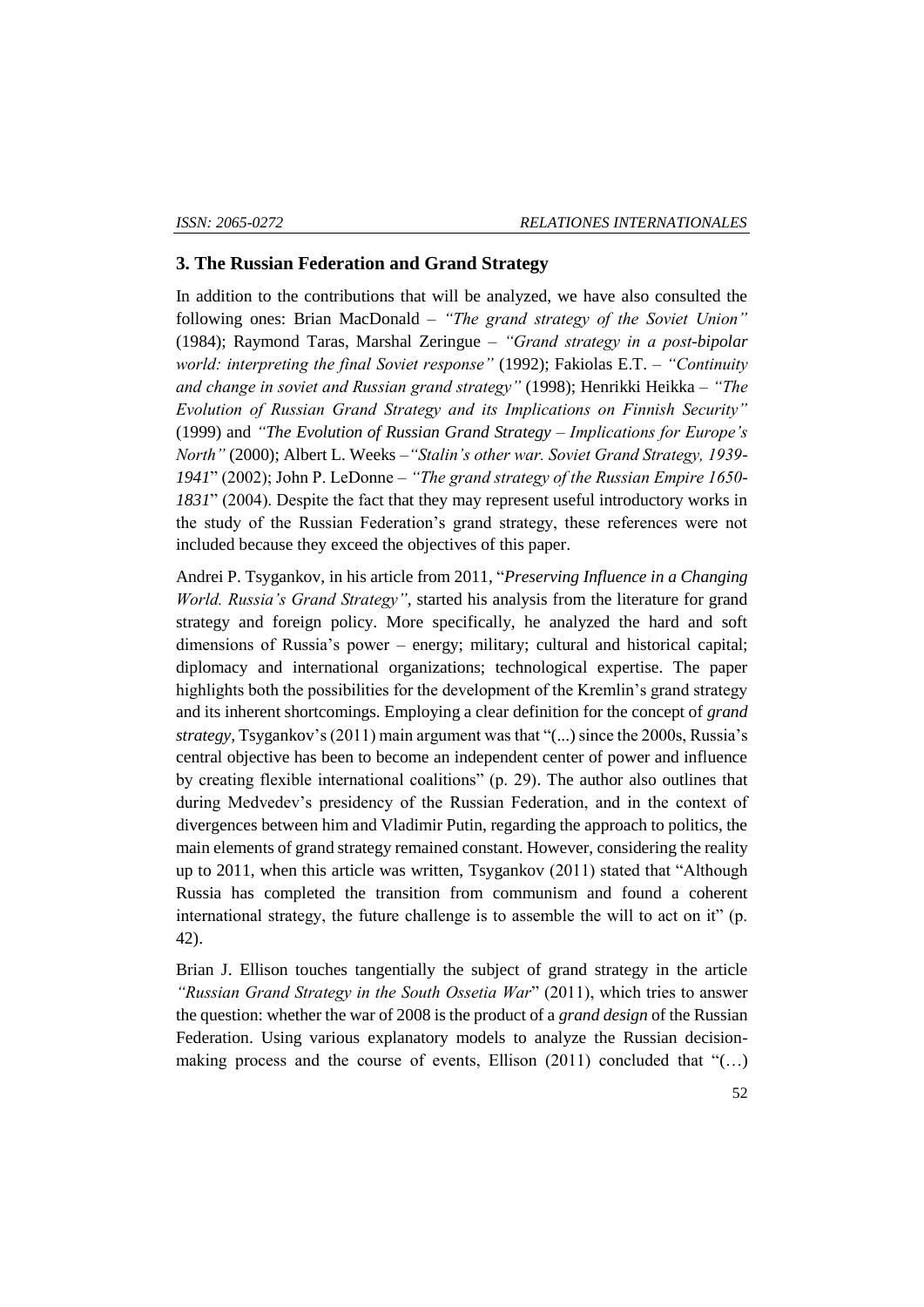## 3. The Russian Federation and Grand Strategy

In addition to the contributions that will be analyzed, we have also consulted the following ones: Brian MacDonald – *"The grand strategy of the Soviet Union"* (1984); Raymond Taras, Marshal Zeringue – *"Grand strategy in a post-bipolar world: interpreting the final Soviet response"* (1992); Fakiolas E.T. – *"Continuity and change in soviet and Russian grand strategy"* (1998); Henrikki Heikka – *"The Evolution of Russian Grand Strategy and its Implications on Finnish Security"* (1999) and *"The Evolution of Russian Grand Strategy – Implications for Europe's North"* (2000); Albert L. Weeks –*"Stalin's other war. Soviet Grand Strategy, 1939-1941*" (2002); John P. LeDonne – *"The grand strategy of the Russian Empire 1650-1831*" (2004). Despite the fact that they may represent useful introductory works in the study of the Russian Federation's grand strategy, these references were not included because they exceed the objectives of this paper.

Andrei P. Tsygankov, in his article from 2011, "*Preserving Influence in a Changing World. Russia's Grand Strategy"*, started his analysis from the literature for grand strategy and foreign policy. More specifically, he analyzed the hard and soft dimensions of Russia's power – energy; military; cultural and historical capital; diplomacy and international organizations; technological expertise. The paper highlights both the possibilities for the development of the Kremlin's grand strategy and its inherent shortcomings. Employing a clear definition for the concept of *grand strategy*, Tsygankov's (2011) main argument was that "(...) since the 2000s, Russia's central objective has been to become an independent center of power and influence by creating flexible international coalitions" (p. 29). The author also outlines that during Medvedev's presidency of the Russian Federation, and in the context of divergences between him and Vladimir Putin, regarding the approach to politics, the main elements of grand strategy remained constant. However, considering the reality up to 2011, when this article was written, Tsygankov (2011) stated that "Although Russia has completed the transition from communism and found a coherent international strategy, the future challenge is to assemble the will to act on it" (p. 42).

Brian J. Ellison touches tangentially the subject of grand strategy in the article *"Russian Grand Strategy in the South Ossetia War*" (2011), which tries to answer the question: whether the war of 2008 is the product of a *grand design* of the Russian Federation. Using various explanatory models to analyze the Russian decision-making process and the course of events, Ellison (2011) concluded that "(…)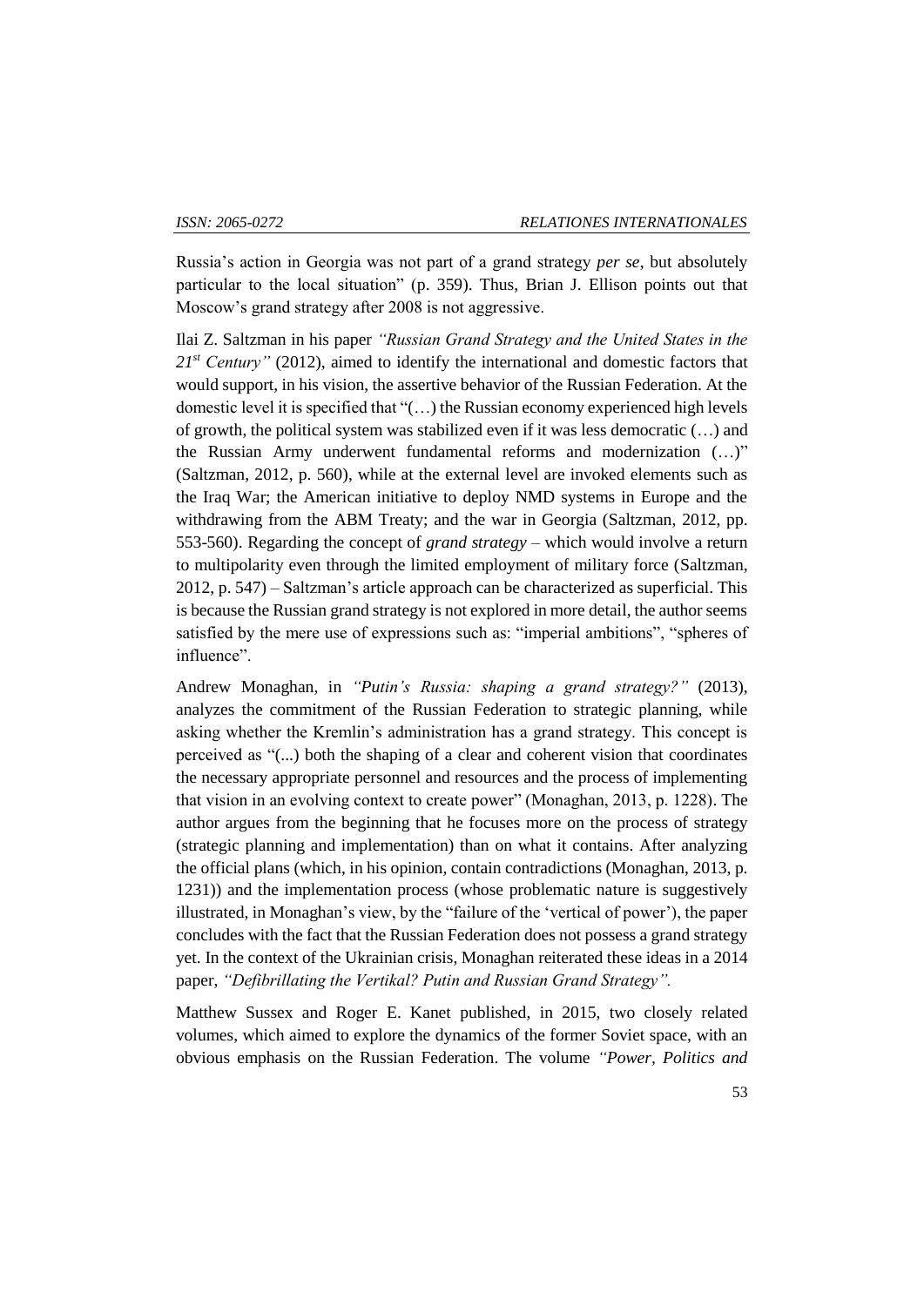Russia's action in Georgia was not part of a grand strategy *per se*, but absolutely particular to the local situation" (p. 359). Thus, Brian J. Ellison points out that Moscow's grand strategy after 2008 is not aggressive.

Ilai Z. Saltzman in his paper *"Russian Grand Strategy and the United States in the 21st Century"* (2012), aimed to identify the international and domestic factors that would support, in his vision, the assertive behavior of the Russian Federation. At the domestic level it is specified that "(…) the Russian economy experienced high levels of growth, the political system was stabilized even if it was less democratic (…) and the Russian Army underwent fundamental reforms and modernization (…)" (Saltzman, 2012, p. 560), while at the external level are invoked elements such as the Iraq War; the American initiative to deploy NMD systems in Europe and the withdrawing from the ABM Treaty; and the war in Georgia (Saltzman, 2012, pp. 553-560). Regarding the concept of *grand strategy* – which would involve a return to multipolarity even through the limited employment of military force (Saltzman, 2012, p. 547) – Saltzman's article approach can be characterized as superficial. This is because the Russian grand strategy is not explored in more detail, the author seems satisfied by the mere use of expressions such as: "imperial ambitions", "spheres of influence".

Andrew Monaghan, in *"Putin's Russia: shaping a grand strategy?"* (2013), analyzes the commitment of the Russian Federation to strategic planning, while asking whether the Kremlin's administration has a grand strategy. This concept is perceived as "(...) both the shaping of a clear and coherent vision that coordinates the necessary appropriate personnel and resources and the process of implementing that vision in an evolving context to create power" (Monaghan, 2013, p. 1228). The author argues from the beginning that he focuses more on the process of strategy (strategic planning and implementation) than on what it contains. After analyzing the official plans (which, in his opinion, contain contradictions (Monaghan, 2013, p. 1231)) and the implementation process (whose problematic nature is suggestively illustrated, in Monaghan's view, by the "failure of the 'vertical of power'), the paper concludes with the fact that the Russian Federation does not possess a grand strategy yet. In the context of the Ukrainian crisis, Monaghan reiterated these ideas in a 2014 paper, *"Defibrillating the Vertikal? Putin and Russian Grand Strategy".*

Matthew Sussex and Roger E. Kanet published, in 2015, two closely related volumes, which aimed to explore the dynamics of the former Soviet space, with an obvious emphasis on the Russian Federation. The volume *"Power, Politics and*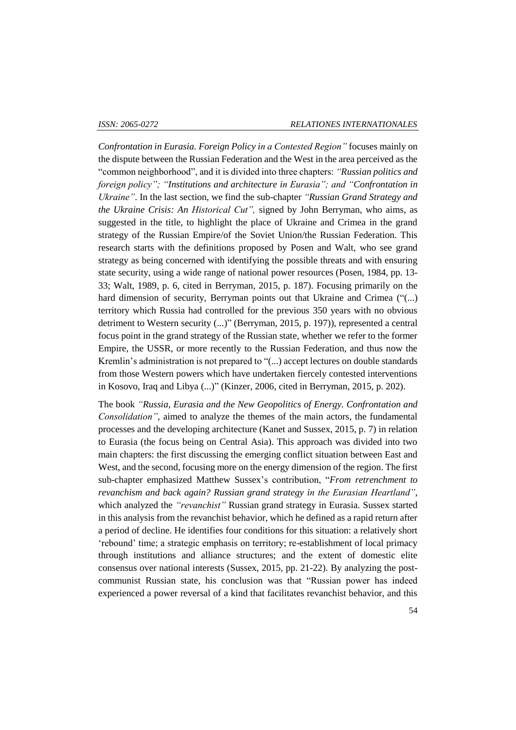*Confrontation in Eurasia. Foreign Policy in a Contested Region"* focuses mainly on the dispute between the Russian Federation and the West in the area perceived as the "common neighborhood", and it is divided into three chapters: *"Russian politics and foreign policy"; "Institutions and architecture in Eurasia"; and "Confrontation in Ukraine"*. In the last section, we find the sub-chapter *"Russian Grand Strategy and the Ukraine Crisis: An Historical Cut",* signed by John Berryman, who aims, as suggested in the title, to highlight the place of Ukraine and Crimea in the grand strategy of the Russian Empire/of the Soviet Union/the Russian Federation. This research starts with the definitions proposed by Posen and Walt, who see grand strategy as being concerned with identifying the possible threats and with ensuring state security, using a wide range of national power resources (Posen, 1984, pp. 13-33; Walt, 1989, p. 6, cited in Berryman, 2015, p. 187). Focusing primarily on the hard dimension of security, Berryman points out that Ukraine and Crimea ("(...) territory which Russia had controlled for the previous 350 years with no obvious detriment to Western security (...)" (Berryman, 2015, p. 197)), represented a central focus point in the grand strategy of the Russian state, whether we refer to the former Empire, the USSR, or more recently to the Russian Federation, and thus now the Kremlin's administration is not prepared to "(...) accept lectures on double standards from those Western powers which have undertaken fiercely contested interventions in Kosovo, Iraq and Libya (...)" (Kinzer, 2006, cited in Berryman, 2015, p. 202).

The book *"Russia, Eurasia and the New Geopolitics of Energy. Confrontation and Consolidation"*, aimed to analyze the themes of the main actors, the fundamental processes and the developing architecture (Kanet and Sussex, 2015, p. 7) in relation to Eurasia (the focus being on Central Asia). This approach was divided into two main chapters: the first discussing the emerging conflict situation between East and West, and the second, focusing more on the energy dimension of the region. The first sub-chapter emphasized Matthew Sussex's contribution, "*From retrenchment to revanchism and back again? Russian grand strategy in the Eurasian Heartland"*, which analyzed the *"revanchist"* Russian grand strategy in Eurasia. Sussex started in this analysis from the revanchist behavior, which he defined as a rapid return after a period of decline. He identifies four conditions for this situation: a relatively short 'rebound' time; a strategic emphasis on territory; re-establishment of local primacy through institutions and alliance structures; and the extent of domestic elite consensus over national interests (Sussex, 2015, pp. 21-22). By analyzing the post-communist Russian state, his conclusion was that "Russian power has indeed experienced a power reversal of a kind that facilitates revanchist behavior, and this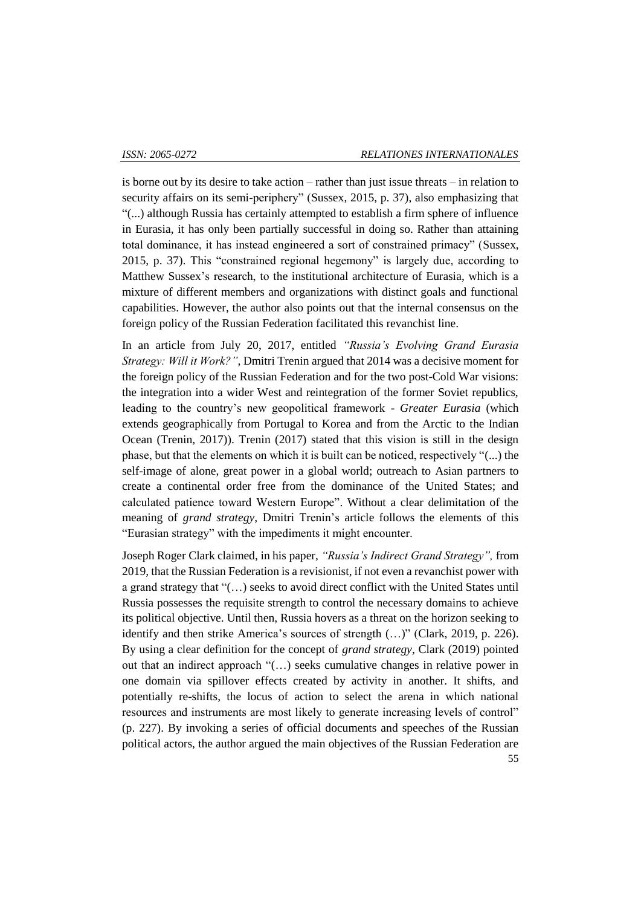is borne out by its desire to take action – rather than just issue threats – in relation to security affairs on its semi-periphery" (Sussex, 2015, p. 37), also emphasizing that "(...) although Russia has certainly attempted to establish a firm sphere of influence in Eurasia, it has only been partially successful in doing so. Rather than attaining total dominance, it has instead engineered a sort of constrained primacy" (Sussex, 2015, p. 37). This "constrained regional hegemony" is largely due, according to Matthew Sussex's research, to the institutional architecture of Eurasia, which is a mixture of different members and organizations with distinct goals and functional capabilities. However, the author also points out that the internal consensus on the foreign policy of the Russian Federation facilitated this revanchist line.

In an article from July 20, 2017, entitled *"Russia's Evolving Grand Eurasia Strategy: Will it Work?"*, Dmitri Trenin argued that 2014 was a decisive moment for the foreign policy of the Russian Federation and for the two post-Cold War visions: the integration into a wider West and reintegration of the former Soviet republics, leading to the country's new geopolitical framework - *Greater Eurasia* (which extends geographically from Portugal to Korea and from the Arctic to the Indian Ocean (Trenin, 2017)). Trenin (2017) stated that this vision is still in the design phase, but that the elements on which it is built can be noticed, respectively "(...) the self-image of alone, great power in a global world; outreach to Asian partners to create a continental order free from the dominance of the United States; and calculated patience toward Western Europe". Without a clear delimitation of the meaning of *grand strategy*, Dmitri Trenin's article follows the elements of this "Eurasian strategy" with the impediments it might encounter.

Joseph Roger Clark claimed, in his paper, *"Russia's Indirect Grand Strategy",* from 2019, that the Russian Federation is a revisionist, if not even a revanchist power with a grand strategy that "(…) seeks to avoid direct conflict with the United States until Russia possesses the requisite strength to control the necessary domains to achieve its political objective. Until then, Russia hovers as a threat on the horizon seeking to identify and then strike America's sources of strength (…)" (Clark, 2019, p. 226). By using a clear definition for the concept of *grand strategy*, Clark (2019) pointed out that an indirect approach "(…) seeks cumulative changes in relative power in one domain via spillover effects created by activity in another. It shifts, and potentially re-shifts, the locus of action to select the arena in which national resources and instruments are most likely to generate increasing levels of control" (p. 227). By invoking a series of official documents and speeches of the Russian political actors, the author argued the main objectives of the Russian Federation are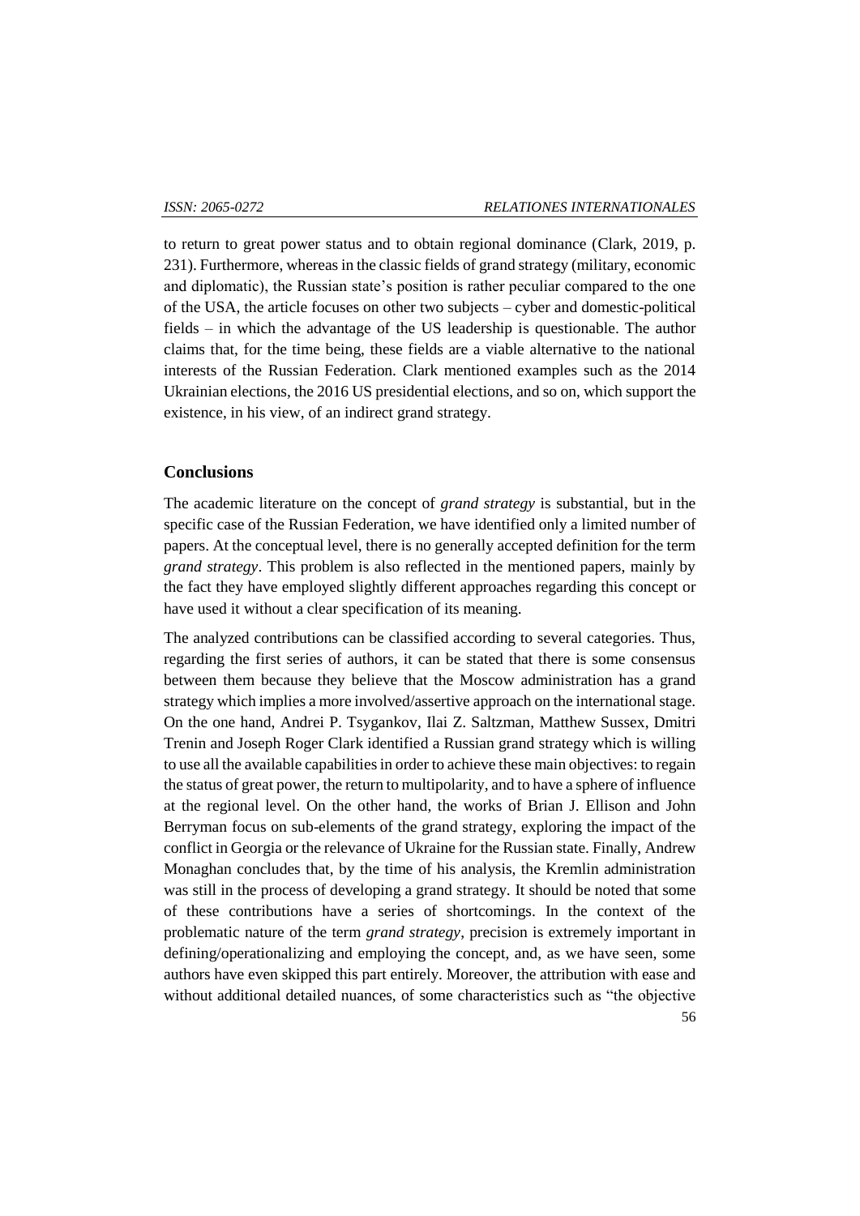to return to great power status and to obtain regional dominance (Clark, 2019, p. 231). Furthermore, whereas in the classic fields of grand strategy (military, economic and diplomatic), the Russian state's position is rather peculiar compared to the one of the USA, the article focuses on other two subjects – cyber and domestic-political fields – in which the advantage of the US leadership is questionable. The author claims that, for the time being, these fields are a viable alternative to the national interests of the Russian Federation. Clark mentioned examples such as the 2014 Ukrainian elections, the 2016 US presidential elections, and so on, which support the existence, in his view, of an indirect grand strategy.

## Conclusions

The academic literature on the concept of *grand strategy* is substantial, but in the specific case of the Russian Federation, we have identified only a limited number of papers. At the conceptual level, there is no generally accepted definition for the term *grand strategy*. This problem is also reflected in the mentioned papers, mainly by the fact they have employed slightly different approaches regarding this concept or have used it without a clear specification of its meaning.

The analyzed contributions can be classified according to several categories. Thus, regarding the first series of authors, it can be stated that there is some consensus between them because they believe that the Moscow administration has a grand strategy which implies a more involved/assertive approach on the international stage. On the one hand, Andrei P. Tsygankov, Ilai Z. Saltzman, Matthew Sussex, Dmitri Trenin and Joseph Roger Clark identified a Russian grand strategy which is willing to use all the available capabilities in order to achieve these main objectives: to regain the status of great power, the return to multipolarity, and to have a sphere of influence at the regional level. On the other hand, the works of Brian J. Ellison and John Berryman focus on sub-elements of the grand strategy, exploring the impact of the conflict in Georgia or the relevance of Ukraine for the Russian state. Finally, Andrew Monaghan concludes that, by the time of his analysis, the Kremlin administration was still in the process of developing a grand strategy. It should be noted that some of these contributions have a series of shortcomings. In the context of the problematic nature of the term *grand strategy*, precision is extremely important in defining/operationalizing and employing the concept, and, as we have seen, some authors have even skipped this part entirely. Moreover, the attribution with ease and without additional detailed nuances, of some characteristics such as "the objective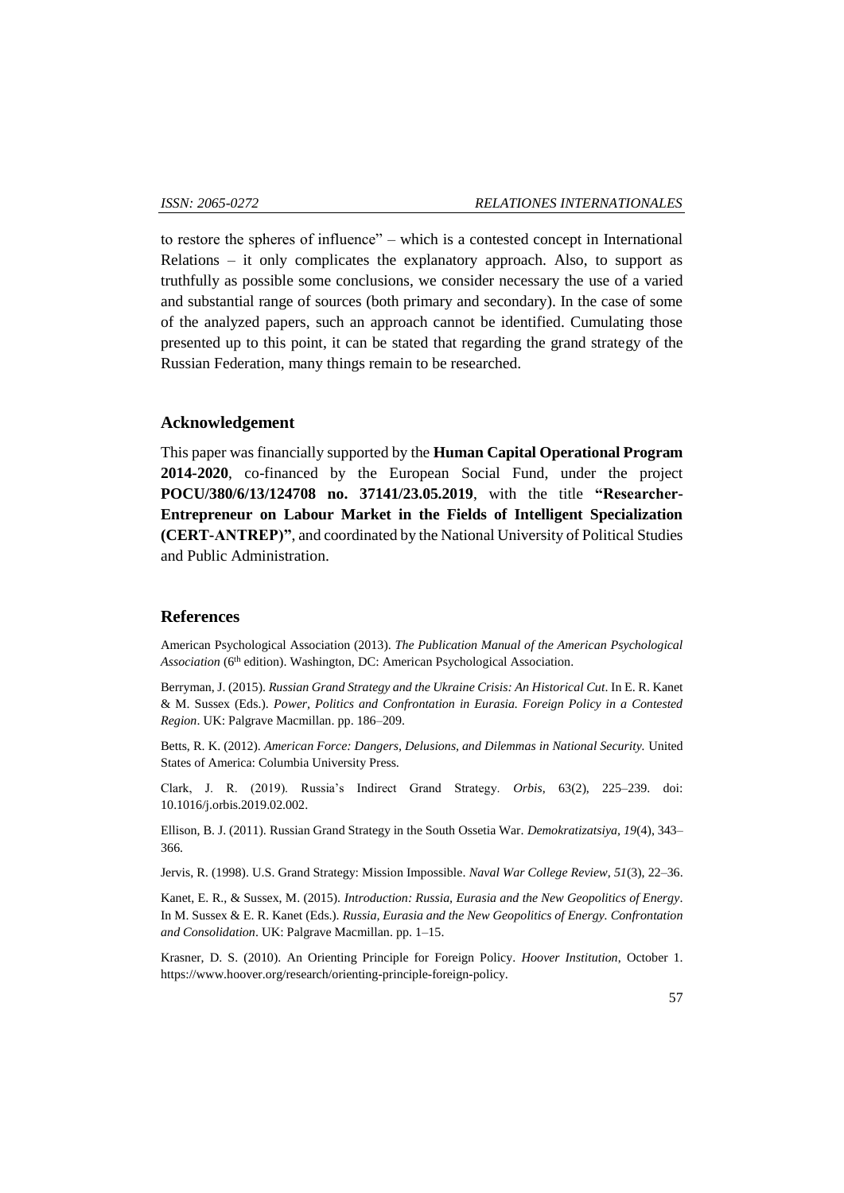to restore the spheres of influence" – which is a contested concept in International Relations – it only complicates the explanatory approach. Also, to support as truthfully as possible some conclusions, we consider necessary the use of a varied and substantial range of sources (both primary and secondary). In the case of some of the analyzed papers, such an approach cannot be identified. Cumulating those presented up to this point, it can be stated that regarding the grand strategy of the Russian Federation, many things remain to be researched.

## Acknowledgement

This paper was financially supported by the **Human Capital Operational Program 2014-2020**, co-financed by the European Social Fund, under the project **POCU/380/6/13/124708 no. 37141/23.05.2019**, with the title **"Researcher-Entrepreneur on Labour Market in the Fields of Intelligent Specialization (CERT-ANTREP)"**, and coordinated by the National University of Political Studies and Public Administration.

## References

American Psychological Association (2013). *The Publication Manual of the American Psychological Association* (6th edition). Washington, DC: American Psychological Association.

Berryman, J. (2015). *Russian Grand Strategy and the Ukraine Crisis: An Historical Cut*. In E. R. Kanet & M. Sussex (Eds.). *Power, Politics and Confrontation in Eurasia. Foreign Policy in a Contested Region*. UK: Palgrave Macmillan. pp. 186–209.

Betts, R. K. (2012). *American Force: Dangers, Delusions, and Dilemmas in National Security.* United States of America: Columbia University Press.

Clark, J. R. (2019). Russia's Indirect Grand Strategy. *Orbis*, 63(2), 225–239. doi: 10.1016/j.orbis.2019.02.002.

Ellison, B. J. (2011). Russian Grand Strategy in the South Ossetia War. *Demokratizatsiya*, *19*(4), 343–366.

Jervis, R. (1998). U.S. Grand Strategy: Mission Impossible. *Naval War College Review*, *51*(3), 22–36.

Kanet, E. R., & Sussex, M. (2015). *Introduction: Russia, Eurasia and the New Geopolitics of Energy*. In M. Sussex & E. R. Kanet (Eds.). *Russia, Eurasia and the New Geopolitics of Energy. Confrontation and Consolidation*. UK: Palgrave Macmillan. pp. 1–15.

Krasner, D. S. (2010). An Orienting Principle for Foreign Policy. *Hoover Institution*, October 1. https://www.hoover.org/research/orienting-principle-foreign-policy.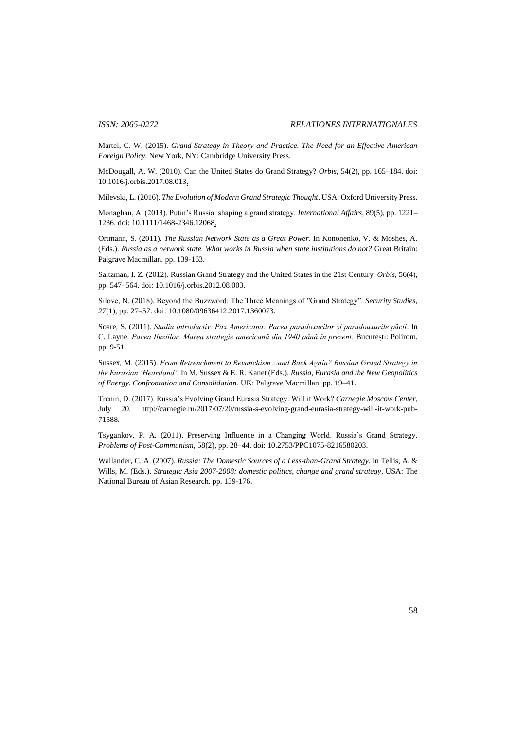Martel, C. W. (2015). *Grand Strategy in Theory and Practice. The Need for an Effective American Foreign Policy*. New York, NY: Cambridge University Press.

McDougall, A. W. (2010). Can the United States do Grand Strategy? *Orbis*, 54(2), pp. 165–184. doi: 10.1016/j.orbis.2017.08.013.

Milevski, L. (2016). *The Evolution of Modern Grand Strategic Thought*. USA: Oxford University Press.

Monaghan, A. (2013). Putin's Russia: shaping a grand strategy. *International Affairs*, 89(5), pp. 1221–1236. doi: 10.1111/1468-2346.12068.

Ortmann, S. (2011). *The Russian Network State as a Great Power*. In Kononenko, V. & Moshes, A. (Eds.). *Russia as a network state. What works in Russia when state institutions do not?* Great Britain: Palgrave Macmillan. pp. 139-163.

Saltzman, I. Z. (2012). Russian Grand Strategy and the United States in the 21st Century. *Orbis*, 56(4), pp. 547–564. doi: 10.1016/j.orbis.2012.08.003.

Silove, N. (2018). Beyond the Buzzword: The Three Meanings of "Grand Strategy". *Security Studies*, *27*(1), pp. 27–57. doi: 10.1080/09636412.2017.1360073.

Soare, S. (2011). *Studiu introductiv. Pax Americana: Pacea paradoxurilor şi paradouxurile păcii*. In C. Layne. *Pacea Iluziilor. Marea strategie americană din 1940 până în prezent.* București: Polirom. pp. 9-51.

Sussex, M. (2015). *From Retrenchment to Revanchism…and Back Again? Russian Grand Strategy in the Eurasian 'Heartland'.* In M. Sussex & E. R. Kanet (Eds.). *Russia, Eurasia and the New Geopolitics of Energy. Confrontation and Consolidation.* UK: Palgrave Macmillan. pp. 19–41.

Trenin, D. (2017). Russia's Evolving Grand Eurasia Strategy: Will it Work? *Carnegie Moscow Center*, July 20. http://carnegie.ru/2017/07/20/russia-s-evolving-grand-eurasia-strategy-will-it-work-pub-71588.

Tsygankov, P. A. (2011). Preserving Influence in a Changing World. Russia's Grand Strategy. *Problems of Post-Communism*, 58(2), pp. 28–44. doi: 10.2753/PPC1075-8216580203.

Wallander, C. A. (2007). *Russia: The Domestic Sources of a Less-than-Grand Strategy*. In Tellis, A. & Wills, M. (Eds.). *Strategic Asia 2007-2008: domestic politics, change and grand strategy*. USA: The National Bureau of Asian Research. pp. 139-176.